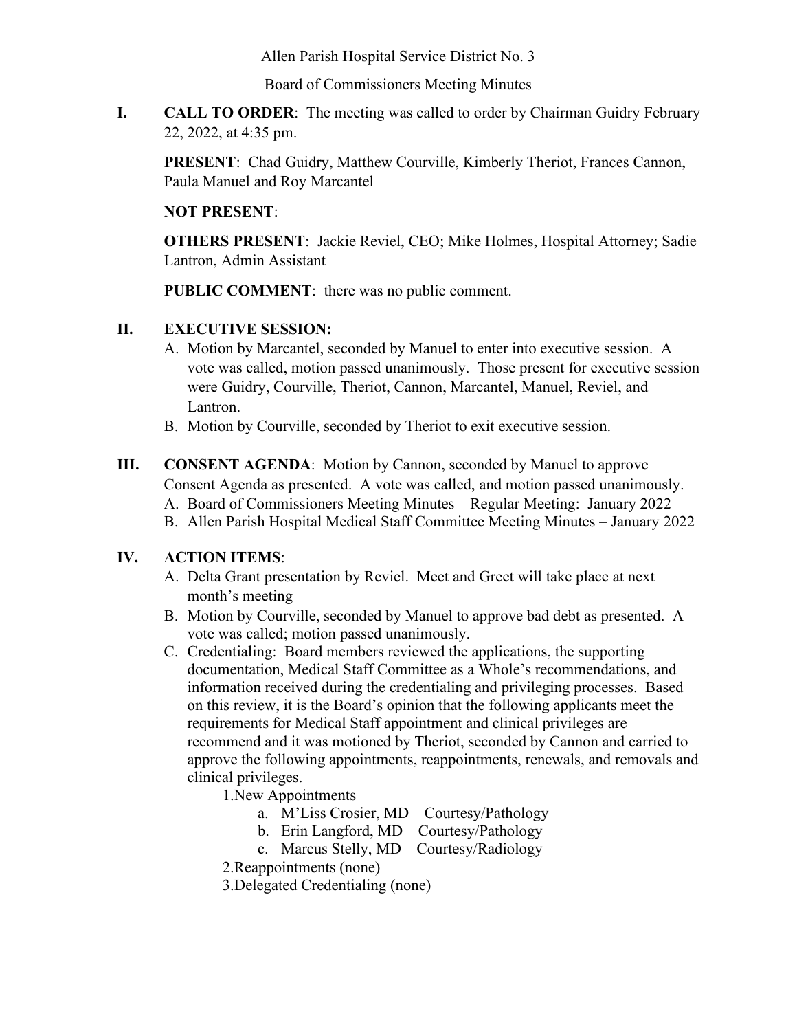Allen Parish Hospital Service District No. 3

Board of Commissioners Meeting Minutes

**I. CALL TO ORDER**: The meeting was called to order by Chairman Guidry February 22, 2022, at 4:35 pm.

**PRESENT**: Chad Guidry, Matthew Courville, Kimberly Theriot, Frances Cannon, Paula Manuel and Roy Marcantel

**NOT PRESENT**:

**OTHERS PRESENT**: Jackie Reviel, CEO; Mike Holmes, Hospital Attorney; Sadie Lantron, Admin Assistant

**PUBLIC COMMENT**: there was no public comment.

**II. EXECUTIVE SESSION:**

A. Motion by Marcantel, seconded by Manuel to enter into executive session. A vote was called, motion passed unanimously. Those present for executive session were Guidry, Courville, Theriot, Cannon, Marcantel, Manuel, Reviel, and Lantron.

B. Motion by Courville, seconded by Theriot to exit executive session.

**III. CONSENT AGENDA**: Motion by Cannon, seconded by Manuel to approve Consent Agenda as presented. A vote was called, and motion passed unanimously.

A. Board of Commissioners Meeting Minutes – Regular Meeting: January 2022

B. Allen Parish Hospital Medical Staff Committee Meeting Minutes – January 2022

**IV. ACTION ITEMS**:

A. Delta Grant presentation by Reviel. Meet and Greet will take place at next month's meeting

B. Motion by Courville, seconded by Manuel to approve bad debt as presented. A vote was called; motion passed unanimously.

C. Credentialing: Board members reviewed the applications, the supporting documentation, Medical Staff Committee as a Whole's recommendations, and information received during the credentialing and privileging processes. Based on this review, it is the Board's opinion that the following applicants meet the requirements for Medical Staff appointment and clinical privileges are recommend and it was motioned by Theriot, seconded by Cannon and carried to approve the following appointments, reappointments, renewals, and removals and clinical privileges.

1. New Appointments
    a. M'Liss Crosier, MD – Courtesy/Pathology
    b. Erin Langford, MD – Courtesy/Pathology
    c. Marcus Stelly, MD – Courtesy/Radiology
2. Reappointments (none)
3. Delegated Credentialing (none)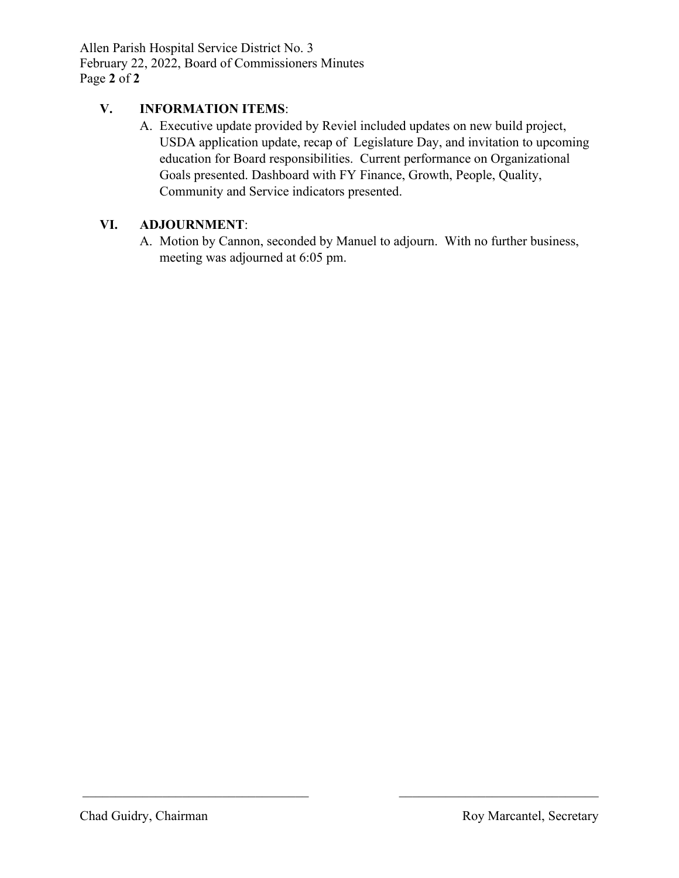## V. INFORMATION ITEMS:

A. Executive update provided by Reviel included updates on new build project, USDA application update, recap of Legislature Day, and invitation to upcoming education for Board responsibilities. Current performance on Organizational Goals presented. Dashboard with FY Finance, Growth, People, Quality, Community and Service indicators presented.

## VI. ADJOURNMENT:

A. Motion by Cannon, seconded by Manuel to adjourn. With no further business, meeting was adjourned at 6:05 pm.

\_\_\_\_\_\_\_\_\_\_\_\_\_\_\_\_\_\_\_\_\_\_\_\_\_\_\_\_\_\_\_\_\_\_\_\_
Chad Guidry, Chairman

\_\_\_\_\_\_\_\_\_\_\_\_\_\_\_\_\_\_\_\_\_\_\_\_\_\_\_\_\_\_\_\_\_\_\_\_
Roy Marcantel, Secretary